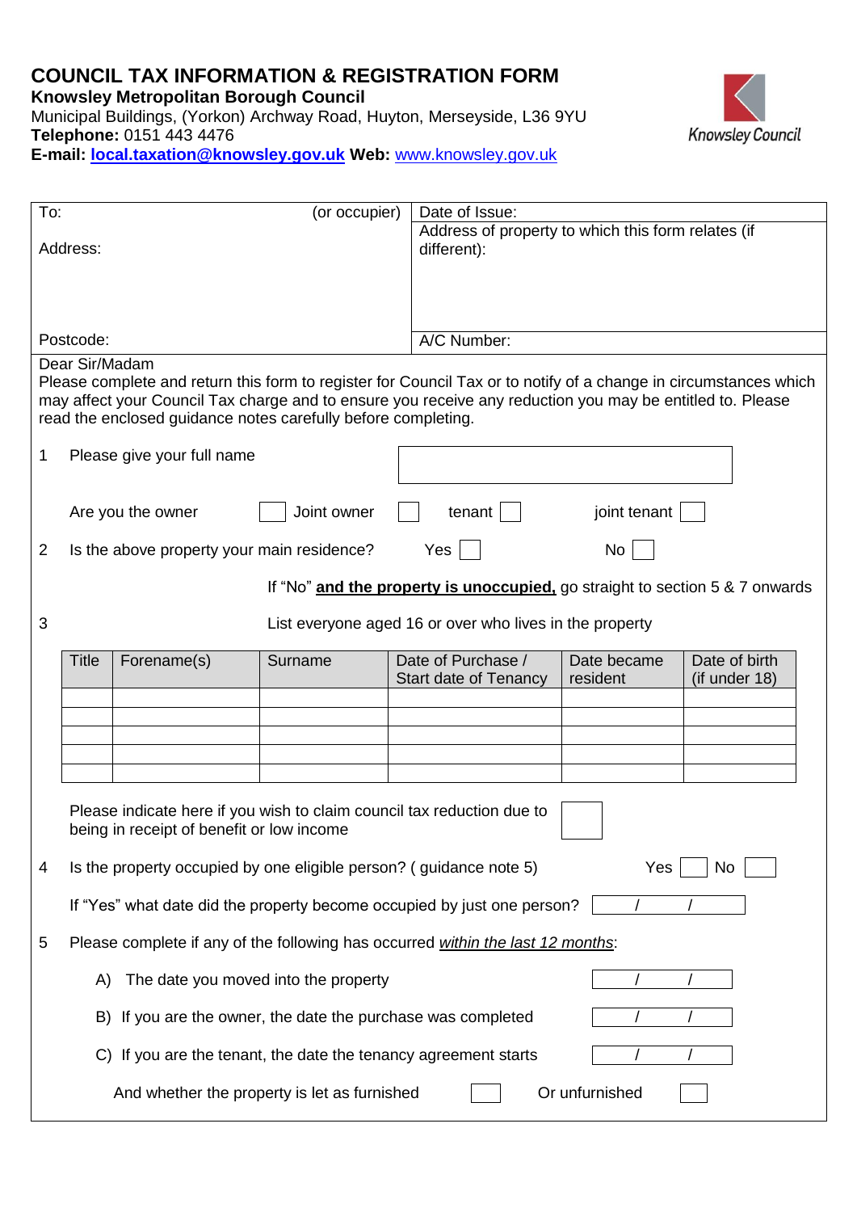# COUNCIL TAX INFORMATION & REGISTRATION FORM

**Knowsley Metropolitan Borough Council**
Municipal Buildings, (Yorkon) Archway Road, Huyton, Merseyside, L36 9YU
**Telephone:** 0151 443 4476
**E-mail:** **local.taxation@knowsley.gov.uk** **Web:** www.knowsley.gov.uk

Knowsley Council

| To: (or occupier) | Date of Issue: |
|---|---|
| Address: | Address of property to which this form relates (if different): |
| Postcode: | A/C Number: |

Dear Sir/Madam

Please complete and return this form to register for Council Tax or to notify of a change in circumstances which may affect your Council Tax charge and to ensure you receive any reduction you may be entitled to. Please read the enclosed guidance notes carefully before completing.

1 Please give your full name ______________________

Are you the owner ☐ Joint owner ☐ tenant ☐ joint tenant ☐

2 Is the above property your main residence? Yes ☐ No ☐

If "No" **and the property is unoccupied,** go straight to section 5 & 7 onwards

3 List everyone aged 16 or over who lives in the property

| Title | Forename(s) | Surname | Date of Purchase / Start date of Tenancy | Date became resident | Date of birth (if under 18) |
|---|---|---|---|---|---|
| | | | | | |
| | | | | | |
| | | | | | |
| | | | | | |
| | | | | | |

Please indicate here if you wish to claim council tax reduction due to being in receipt of benefit or low income ☐

4 Is the property occupied by one eligible person? ( guidance note 5) Yes ☐ No ☐

If "Yes" what date did the property become occupied by just one person? ___ / ___ / ___

5 Please complete if any of the following has occurred *within the last 12 months*:

A) The date you moved into the property ___ / ___ / ___

B) If you are the owner, the date the purchase was completed ___ / ___ / ___

C) If you are the tenant, the date the tenancy agreement starts ___ / ___ / ___

And whether the property is let as furnished ☐ Or unfurnished ☐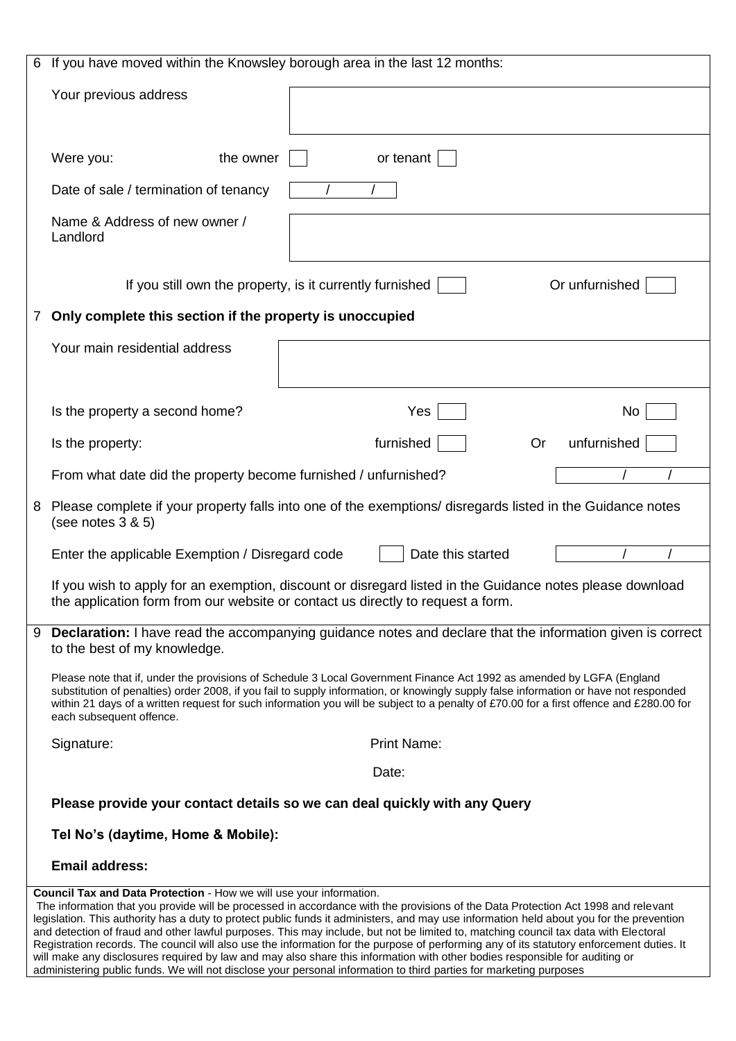6 If you have moved within the Knowsley borough area in the last 12 months:

Your previous address

Were you: the owner ☐ or tenant ☐

Date of sale / termination of tenancy / /

Name & Address of new owner / Landlord

If you still own the property, is it currently furnished ☐ Or unfurnished ☐

7 **Only complete this section if the property is unoccupied**

Your main residential address

Is the property a second home? Yes ☐ No ☐

Is the property: furnished ☐ Or unfurnished ☐

From what date did the property become furnished / unfurnished? / /

8 Please complete if your property falls into one of the exemptions/ disregards listed in the Guidance notes (see notes 3 & 5)

Enter the applicable Exemption / Disregard code ☐ Date this started / /

If you wish to apply for an exemption, discount or disregard listed in the Guidance notes please download the application form from our website or contact us directly to request a form.

9 **Declaration:** I have read the accompanying guidance notes and declare that the information given is correct to the best of my knowledge.

Please note that if, under the provisions of Schedule 3 Local Government Finance Act 1992 as amended by LGFA (England substitution of penalties) order 2008, if you fail to supply information, or knowingly supply false information or have not responded within 21 days of a written request for such information you will be subject to a penalty of £70.00 for a first offence and £280.00 for each subsequent offence.

Signature: Print Name:

Date:

**Please provide your contact details so we can deal quickly with any Query**

**Tel No's (daytime, Home & Mobile):**

**Email address:**

**Council Tax and Data Protection** - How we will use your information.
The information that you provide will be processed in accordance with the provisions of the Data Protection Act 1998 and relevant legislation. This authority has a duty to protect public funds it administers, and may use information held about you for the prevention and detection of fraud and other lawful purposes. This may include, but not be limited to, matching council tax data with Electoral Registration records. The council will also use the information for the purpose of performing any of its statutory enforcement duties. It will make any disclosures required by law and may also share this information with other bodies responsible for auditing or administering public funds. We will not disclose your personal information to third parties for marketing purposes